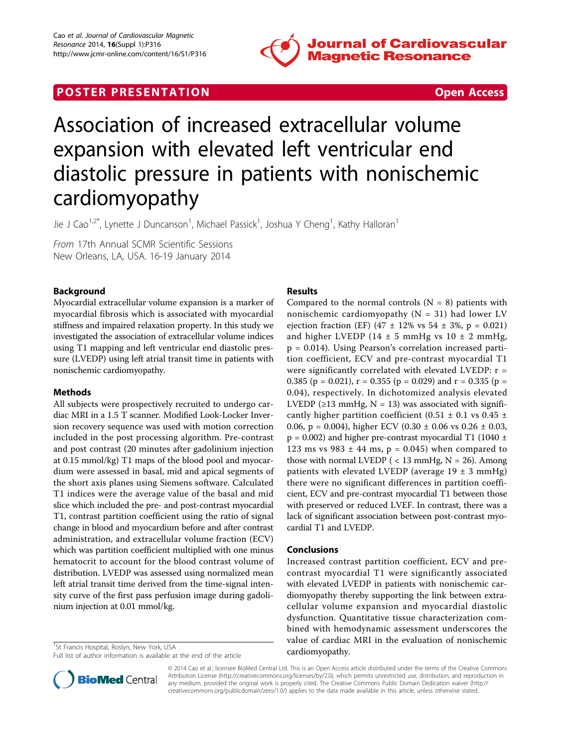**POSTER PRESENTATION** **Open Access**

# Association of increased extracellular volume expansion with elevated left ventricular end diastolic pressure in patients with nonischemic cardiomyopathy

Jie J Cao[1,2*], Lynette J Duncanson[1], Michael Passick[1], Joshua Y Cheng[1], Kathy Halloran[1]

*From* 17th Annual SCMR Scientific Sessions
New Orleans, LA, USA. 16-19 January 2014

## Background

Myocardial extracellular volume expansion is a marker of myocardial fibrosis which is associated with myocardial stiffness and impaired relaxation property. In this study we investigated the association of extracellular volume indices using T1 mapping and left ventricular end diastolic pressure (LVEDP) using left atrial transit time in patients with nonischemic cardiomyopathy.

## Methods

All subjects were prospectively recruited to undergo cardiac MRI in a 1.5 T scanner. Modified Look-Locker Inversion recovery sequence was used with motion correction included in the post processing algorithm. Pre-contrast and post contrast (20 minutes after gadolinium injection at 0.15 mmol/kg) T1 maps of the blood pool and myocardium were assessed in basal, mid and apical segments of the short axis planes using Siemens software. Calculated T1 indices were the average value of the basal and mid slice which included the pre- and post-contrast myocardial T1, contrast partition coefficient using the ratio of signal change in blood and myocardium before and after contrast administration, and extracellular volume fraction (ECV) which was partition coefficient multiplied with one minus hematocrit to account for the blood contrast volume of distribution. LVEDP was assessed using normalized mean left atrial transit time derived from the time-signal intensity curve of the first pass perfusion image during gadolinium injection at 0.01 mmol/kg.

## Results

Compared to the normal controls ($N = 8$) patients with nonischemic cardiomyopathy ($N = 31$) had lower LV ejection fraction (EF) (47 ± 12% vs 54 ± 3%, $p = 0.021$) and higher LVEDP (14 ± 5 mmHg vs 10 ± 2 mmHg, $p = 0.014$). Using Pearson's correlation increased partition coefficient, ECV and pre-contrast myocardial T1 were significantly correlated with elevated LVEDP: $r = 0.385$ ($p = 0.021$), $r = 0.355$ ($p = 0.029$) and $r = 0.335$ ($p = 0.04$), respectively. In dichotomized analysis elevated LVEDP (≥13 mmHg, $N = 13$) was associated with significantly higher partition coefficient (0.51 ± 0.1 vs 0.45 ± 0.06, $p = 0.004$), higher ECV (0.30 ± 0.06 vs 0.26 ± 0.03, $p = 0.002$) and higher pre-contrast myocardial T1 (1040 ± 123 ms vs 983 ± 44 ms, $p = 0.045$) when compared to those with normal LVEDP ( < 13 mmHg, $N = 26$). Among patients with elevated LVEDP (average 19 ± 3 mmHg) there were no significant differences in partition coefficient, ECV and pre-contrast myocardial T1 between those with preserved or reduced LVEF. In contrast, there was a lack of significant association between post-contrast myocardial T1 and LVEDP.

## Conclusions

Increased contrast partition coefficient, ECV and pre-contrast myocardial T1 were significantly associated with elevated LVEDP in patients with nonischemic cardiomyopathy thereby supporting the link between extracellular volume expansion and myocardial diastolic dysfunction. Quantitative tissue characterization combined with hemodynamic assessment underscores the value of cardiac MRI in the evaluation of nonischemic cardiomyopathy.

[1]St Francis Hospital, Roslyn, New York, USA
Full list of author information is available at the end of the article

© 2014 Cao et al.; licensee BioMed Central Ltd. This is an Open Access article distributed under the terms of the Creative Commons Attribution License (http://creativecommons.org/licenses/by/2.0), which permits unrestricted use, distribution, and reproduction in any medium, provided the original work is properly cited. The Creative Commons Public Domain Dedication waiver (http://creativecommons.org/publicdomain/zero/1.0/) applies to the data made available in this article, unless otherwise stated.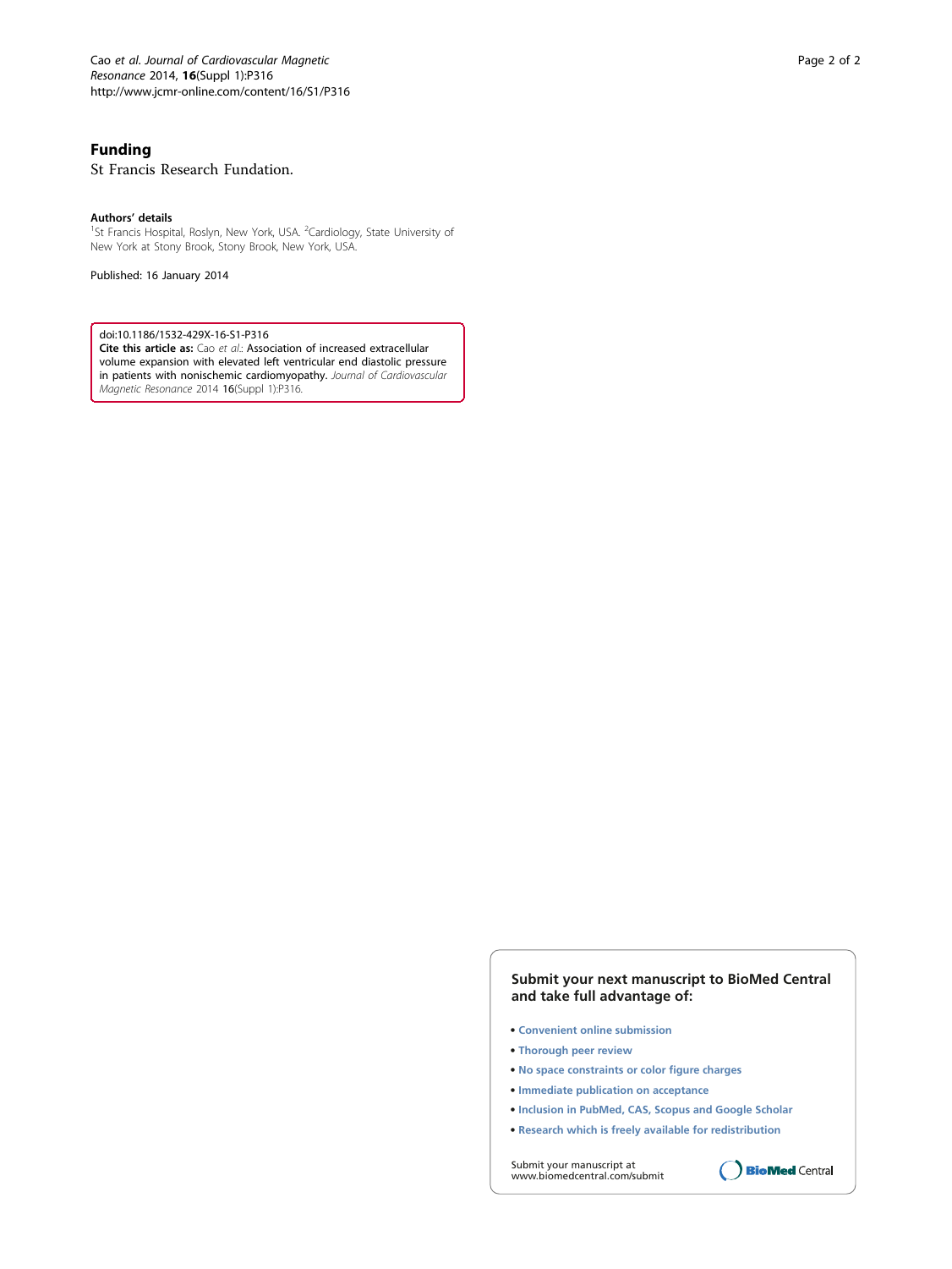## Funding

St Francis Research Fundation.

#### Authors' details

[1]St Francis Hospital, Roslyn, New York, USA. [2]Cardiology, State University of New York at Stony Brook, Stony Brook, New York, USA.

Published: 16 January 2014

doi:10.1186/1532-429X-16-S1-P316

**Cite this article as:** Cao *et al.*: Association of increased extracellular volume expansion with elevated left ventricular end diastolic pressure in patients with nonischemic cardiomyopathy. *Journal of Cardiovascular Magnetic Resonance* 2014 **16**(Suppl 1):P316.

**Submit your next manuscript to BioMed Central and take full advantage of:**

- **Convenient online submission**
- **Thorough peer review**
- **No space constraints or color figure charges**
- **Immediate publication on acceptance**
- **Inclusion in PubMed, CAS, Scopus and Google Scholar**
- **Research which is freely available for redistribution**

Submit your manuscript at
www.biomedcentral.com/submit

BioMed Central